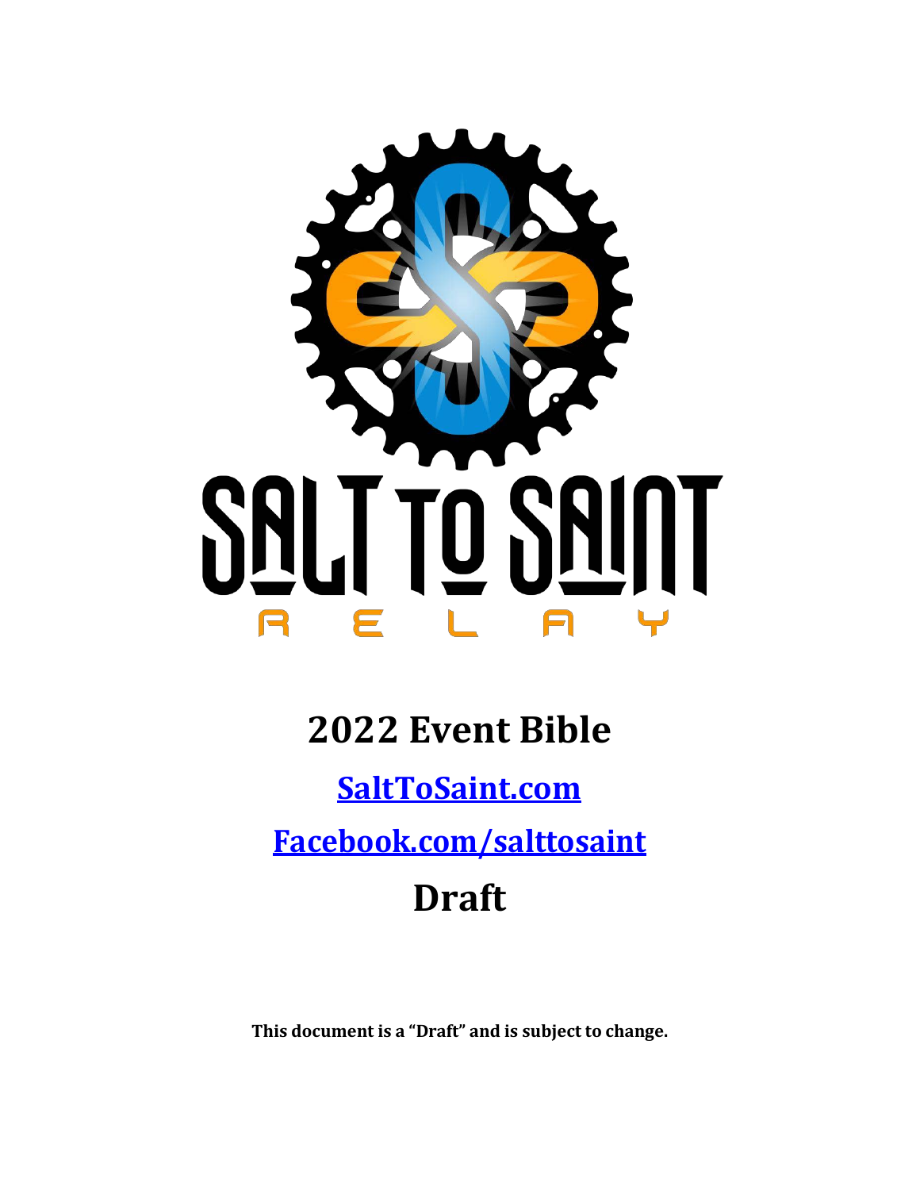# SALT TO SAINT

RELAY

## 2022 Event Bible

[SaltToSaint.com](http://SaltToSaint.com)

[Facebook.com/salttosaint](http://Facebook.com/salttosaint)

## Draft

**This document is a "Draft" and is subject to change.**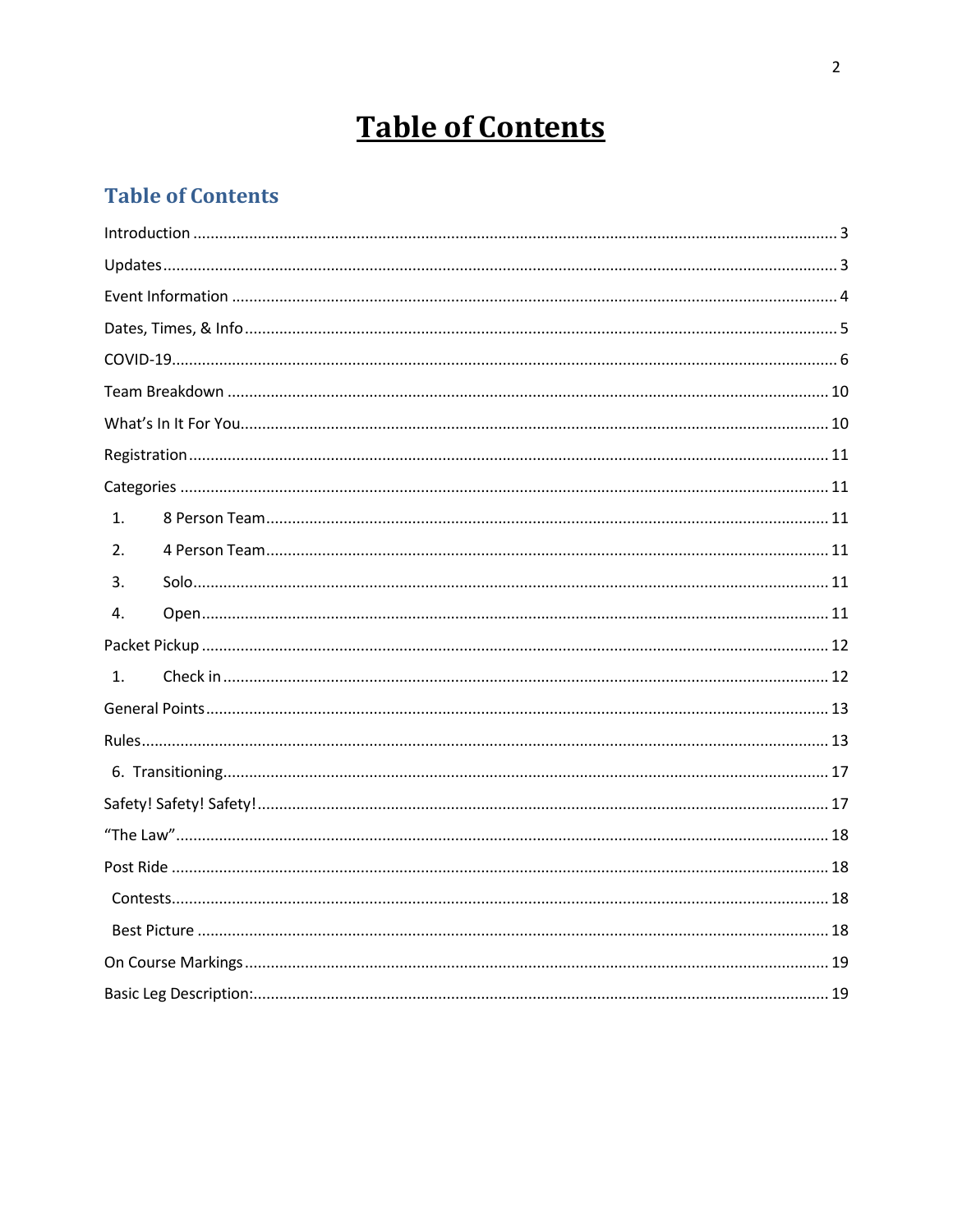# Table of Contents

## Table of Contents

Introduction ..... 3

Updates ..... 3

Event Information ..... 4

Dates, Times, & Info ..... 5

COVID-19 ..... 6

Team Breakdown ..... 10

What's In It For You ..... 10

Registration ..... 11

Categories ..... 11

1. 8 Person Team ..... 11
2. 4 Person Team ..... 11
3. Solo ..... 11
4. Open ..... 11

Packet Pickup ..... 12

1. Check in ..... 12

General Points ..... 13

Rules ..... 13

6. Transitioning ..... 17

Safety! Safety! Safety! ..... 17

"The Law" ..... 18

Post Ride ..... 18

Contests ..... 18

Best Picture ..... 18

On Course Markings ..... 19

Basic Leg Description: ..... 19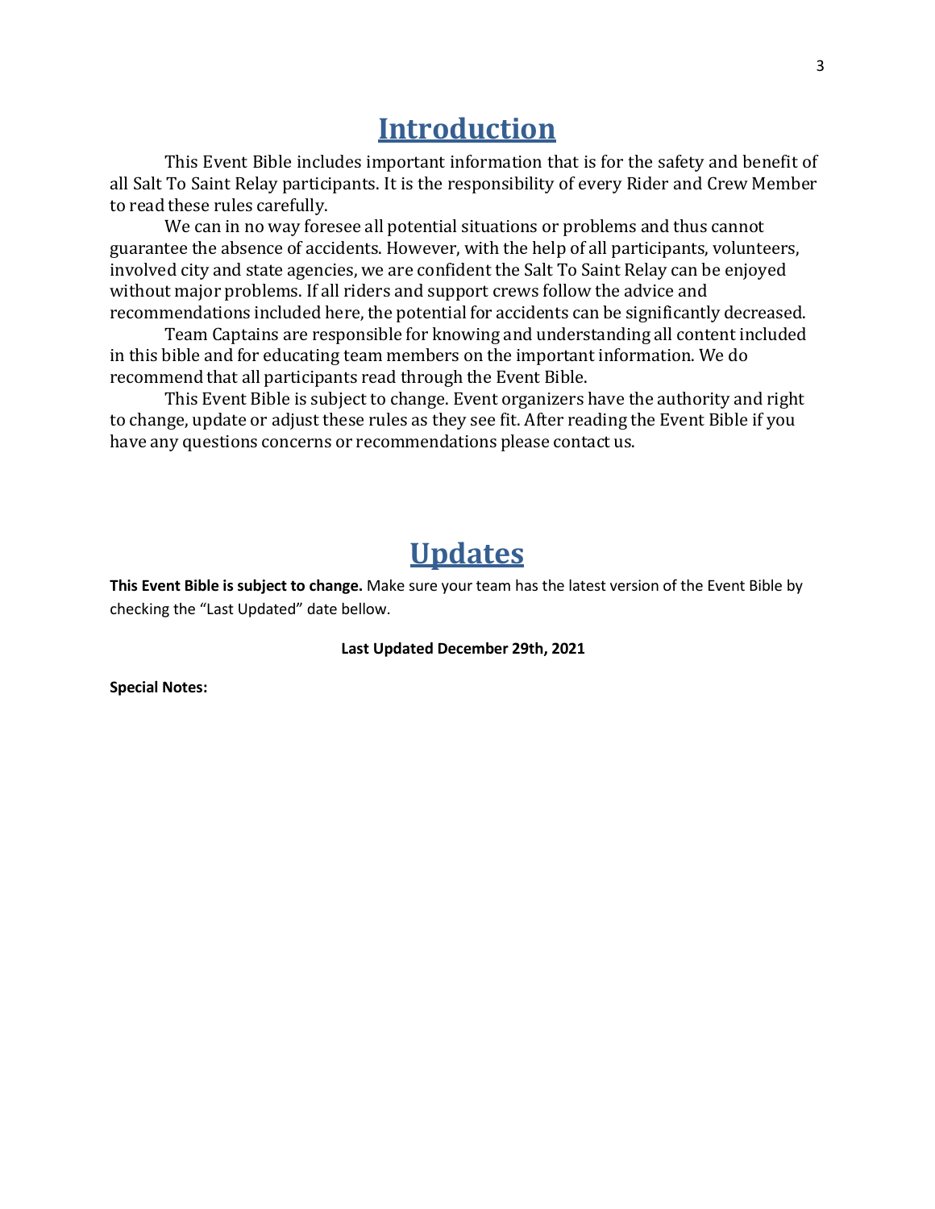# Introduction

This Event Bible includes important information that is for the safety and benefit of all Salt To Saint Relay participants. It is the responsibility of every Rider and Crew Member to read these rules carefully.

We can in no way foresee all potential situations or problems and thus cannot guarantee the absence of accidents. However, with the help of all participants, volunteers, involved city and state agencies, we are confident the Salt To Saint Relay can be enjoyed without major problems. If all riders and support crews follow the advice and recommendations included here, the potential for accidents can be significantly decreased.

Team Captains are responsible for knowing and understanding all content included in this bible and for educating team members on the important information. We do recommend that all participants read through the Event Bible.

This Event Bible is subject to change. Event organizers have the authority and right to change, update or adjust these rules as they see fit. After reading the Event Bible if you have any questions concerns or recommendations please contact us.

# Updates

**This Event Bible is subject to change.** Make sure your team has the latest version of the Event Bible by checking the "Last Updated" date bellow.

**Last Updated December 29th, 2021**

**Special Notes:**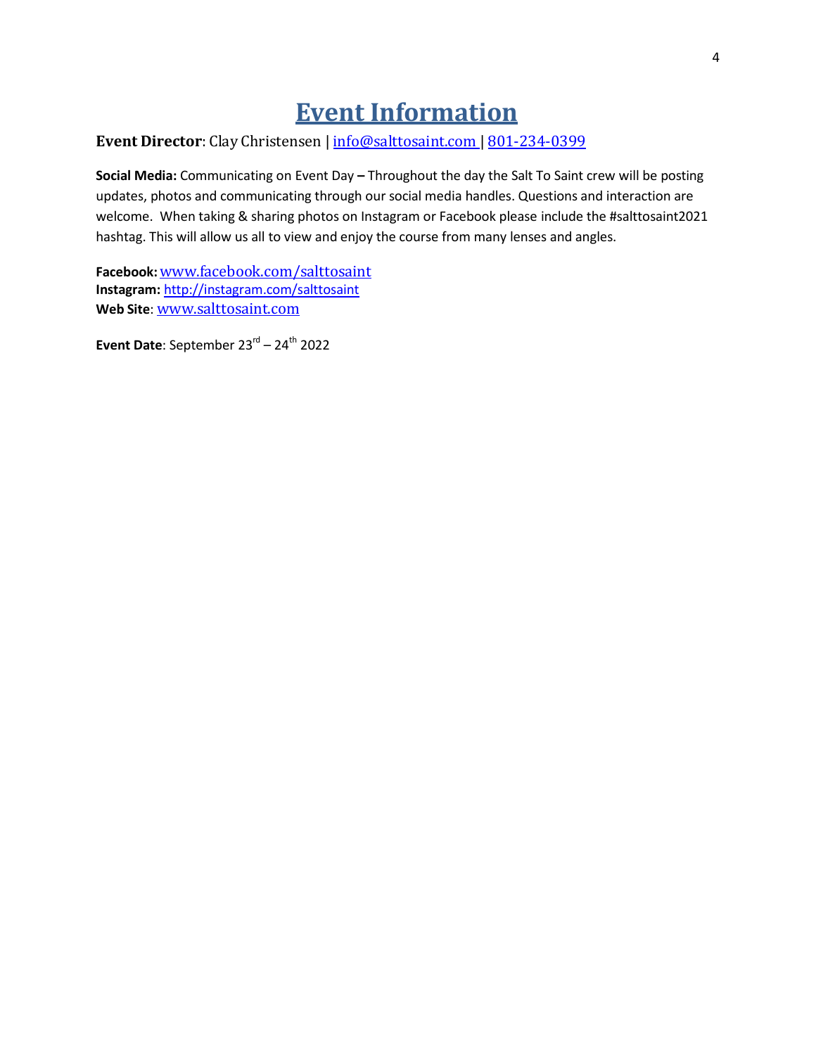# Event Information

**Event Director**: Clay Christensen | info@salttosaint.com | 801-234-0399

**Social Media:** Communicating on Event Day **–** Throughout the day the Salt To Saint crew will be posting updates, photos and communicating through our social media handles. Questions and interaction are welcome. When taking & sharing photos on Instagram or Facebook please include the #salttosaint2021 hashtag. This will allow us all to view and enjoy the course from many lenses and angles.

**Facebook:** www.facebook.com/salttosaint
**Instagram:** http://instagram.com/salttosaint
**Web Site**: www.salttosaint.com

**Event Date**: September 23rd – 24th 2022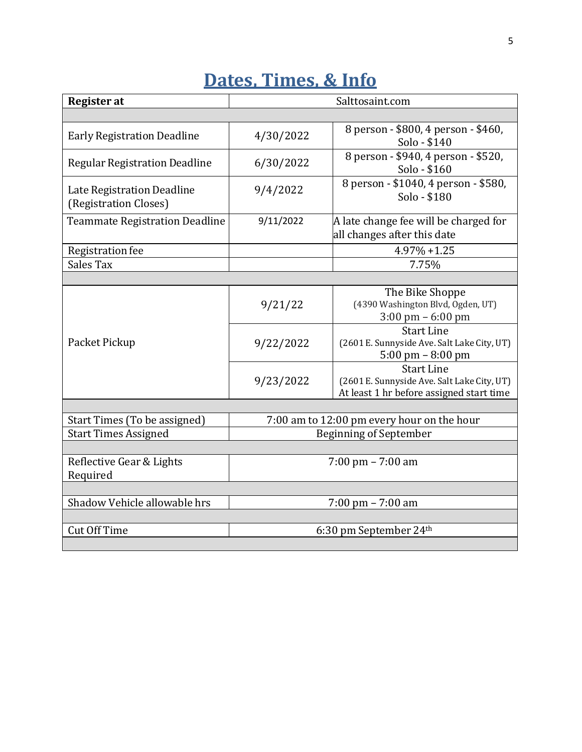# Dates, Times, & Info

| **Register at** | Salttosaint.com | |
|---|---|---|
| | | |
| Early Registration Deadline | 4/30/2022 | 8 person - $800, 4 person - $460, Solo - $140 |
| Regular Registration Deadline | 6/30/2022 | 8 person - $940, 4 person - $520, Solo - $160 |
| Late Registration Deadline (Registration Closes) | 9/4/2022 | 8 person - $1040, 4 person - $580, Solo - $180 |
| Teammate Registration Deadline | 9/11/2022 | A late change fee will be charged for all changes after this date |
| Registration fee | | 4.97% +1.25 |
| Sales Tax | | 7.75% |
| | | |
| Packet Pickup | 9/21/22 | The Bike Shoppe (4390 Washington Blvd, Ogden, UT) 3:00 pm – 6:00 pm |
| | 9/22/2022 | Start Line (2601 E. Sunnyside Ave. Salt Lake City, UT) 5:00 pm – 8:00 pm |
| | 9/23/2022 | Start Line (2601 E. Sunnyside Ave. Salt Lake City, UT) At least 1 hr before assigned start time |
| | | |
| Start Times (To be assigned) | 7:00 am to 12:00 pm every hour on the hour | |
| Start Times Assigned | Beginning of September | |
| | | |
| Reflective Gear & Lights Required | 7:00 pm – 7:00 am | |
| | | |
| Shadow Vehicle allowable hrs | 7:00 pm – 7:00 am | |
| | | |
| Cut Off Time | 6:30 pm September 24th | |
| | | |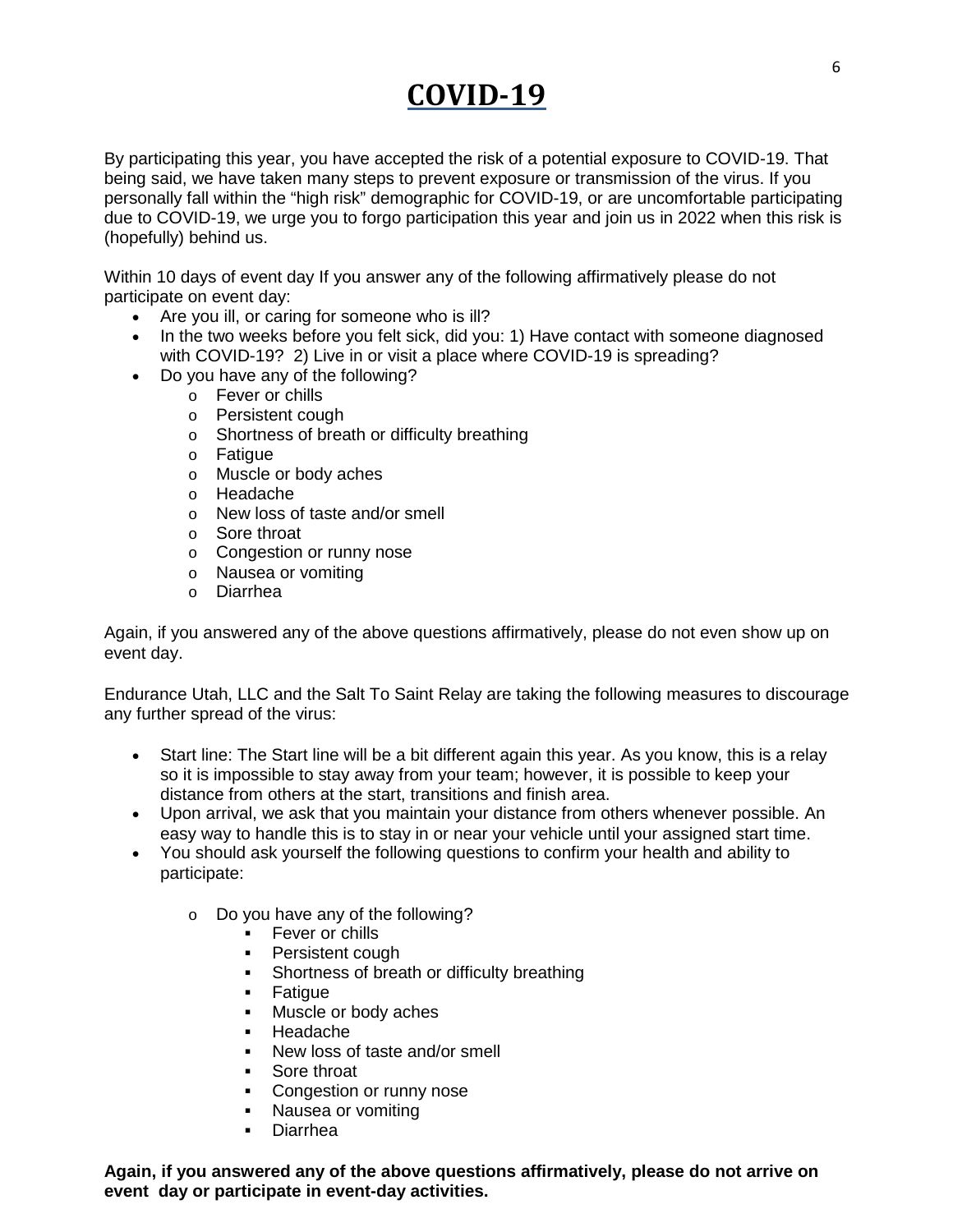# COVID-19

By participating this year, you have accepted the risk of a potential exposure to COVID-19. That being said, we have taken many steps to prevent exposure or transmission of the virus. If you personally fall within the "high risk" demographic for COVID-19, or are uncomfortable participating due to COVID-19, we urge you to forgo participation this year and join us in 2022 when this risk is (hopefully) behind us.

Within 10 days of event day If you answer any of the following affirmatively please do not participate on event day:

- Are you ill, or caring for someone who is ill?
- In the two weeks before you felt sick, did you: 1) Have contact with someone diagnosed with COVID-19? 2) Live in or visit a place where COVID-19 is spreading?
- Do you have any of the following?
  - Fever or chills
  - Persistent cough
  - Shortness of breath or difficulty breathing
  - Fatigue
  - Muscle or body aches
  - Headache
  - New loss of taste and/or smell
  - Sore throat
  - Congestion or runny nose
  - Nausea or vomiting
  - Diarrhea

Again, if you answered any of the above questions affirmatively, please do not even show up on event day.

Endurance Utah, LLC and the Salt To Saint Relay are taking the following measures to discourage any further spread of the virus:

- Start line: The Start line will be a bit different again this year. As you know, this is a relay so it is impossible to stay away from your team; however, it is possible to keep your distance from others at the start, transitions and finish area.
- Upon arrival, we ask that you maintain your distance from others whenever possible. An easy way to handle this is to stay in or near your vehicle until your assigned start time.
- You should ask yourself the following questions to confirm your health and ability to participate:
  - Do you have any of the following?
    - Fever or chills
    - Persistent cough
    - Shortness of breath or difficulty breathing
    - Fatigue
    - Muscle or body aches
    - Headache
    - New loss of taste and/or smell
    - Sore throat
    - Congestion or runny nose
    - Nausea or vomiting
    - Diarrhea

**Again, if you answered any of the above questions affirmatively, please do not arrive on event day or participate in event-day activities.**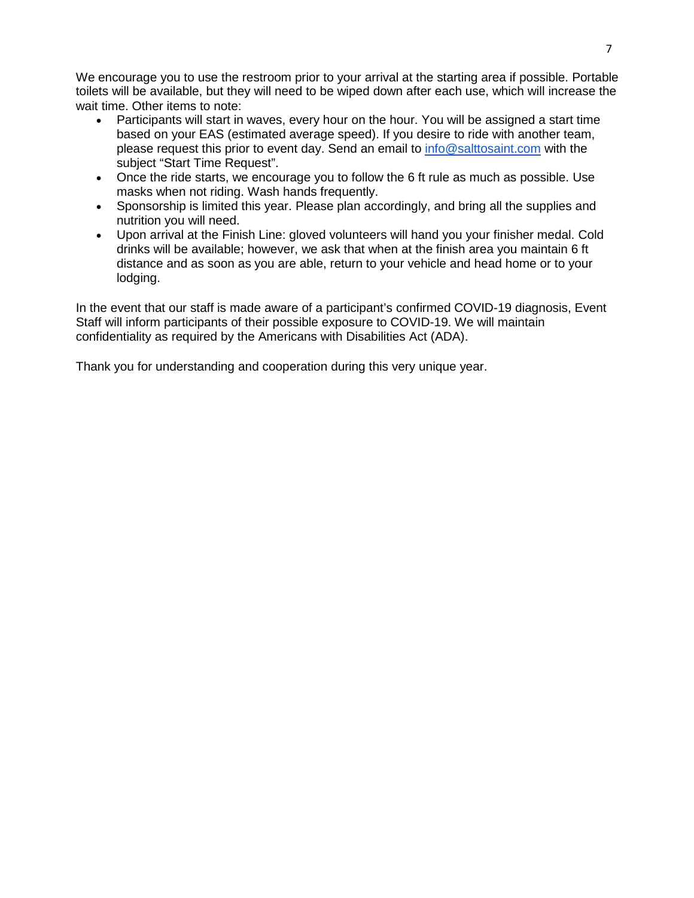We encourage you to use the restroom prior to your arrival at the starting area if possible. Portable toilets will be available, but they will need to be wiped down after each use, which will increase the wait time. Other items to note:

- Participants will start in waves, every hour on the hour. You will be assigned a start time based on your EAS (estimated average speed). If you desire to ride with another team, please request this prior to event day. Send an email to [info@salttosaint.com](mailto:info@salttosaint.com) with the subject "Start Time Request".
- Once the ride starts, we encourage you to follow the 6 ft rule as much as possible. Use masks when not riding. Wash hands frequently.
- Sponsorship is limited this year. Please plan accordingly, and bring all the supplies and nutrition you will need.
- Upon arrival at the Finish Line: gloved volunteers will hand you your finisher medal. Cold drinks will be available; however, we ask that when at the finish area you maintain 6 ft distance and as soon as you are able, return to your vehicle and head home or to your lodging.

In the event that our staff is made aware of a participant's confirmed COVID-19 diagnosis, Event Staff will inform participants of their possible exposure to COVID-19. We will maintain confidentiality as required by the Americans with Disabilities Act (ADA).

Thank you for understanding and cooperation during this very unique year.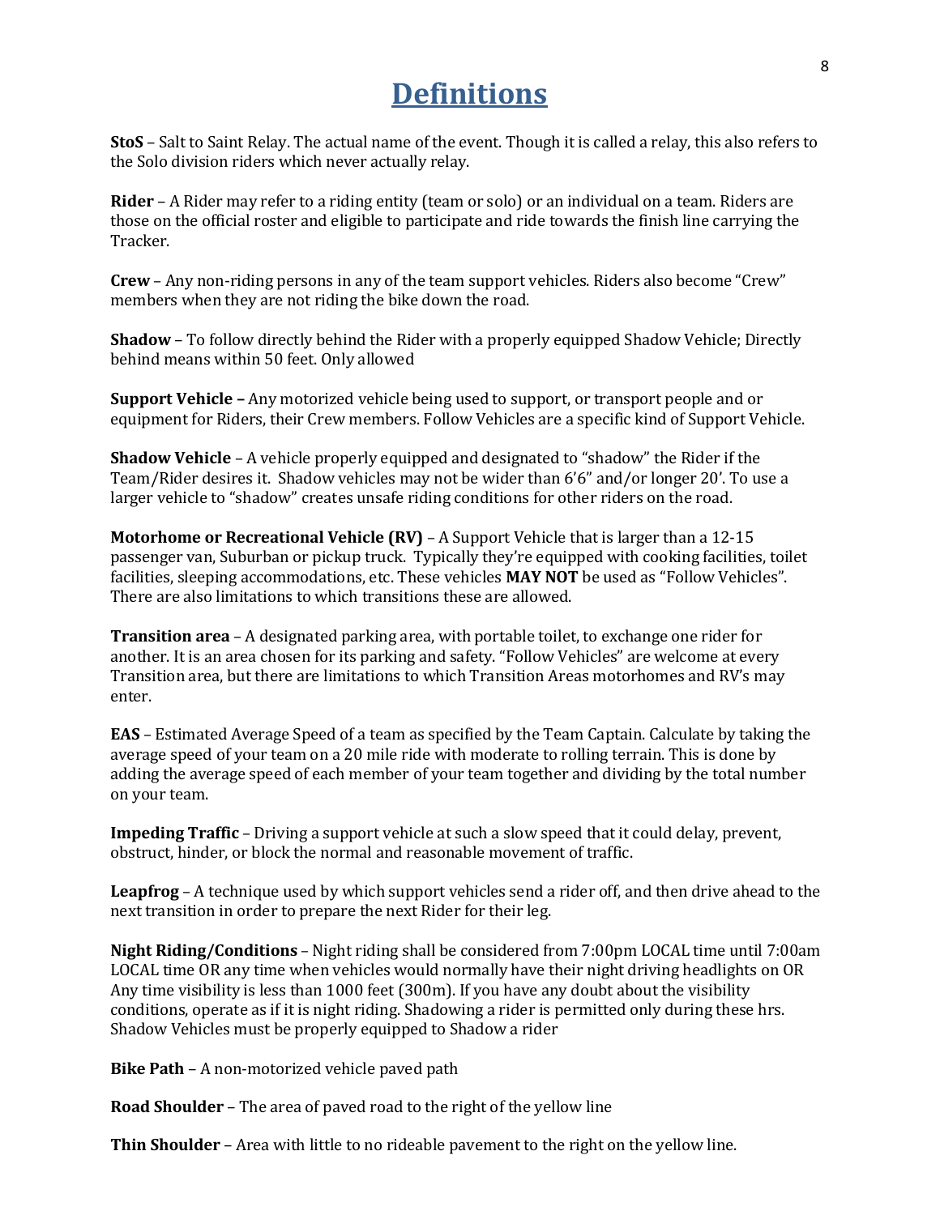# Definitions

**StoS** – Salt to Saint Relay. The actual name of the event. Though it is called a relay, this also refers to the Solo division riders which never actually relay.

**Rider** – A Rider may refer to a riding entity (team or solo) or an individual on a team. Riders are those on the official roster and eligible to participate and ride towards the finish line carrying the Tracker.

**Crew** – Any non-riding persons in any of the team support vehicles. Riders also become "Crew" members when they are not riding the bike down the road.

**Shadow** – To follow directly behind the Rider with a properly equipped Shadow Vehicle; Directly behind means within 50 feet. Only allowed

**Support Vehicle –** Any motorized vehicle being used to support, or transport people and or equipment for Riders, their Crew members. Follow Vehicles are a specific kind of Support Vehicle.

**Shadow Vehicle** – A vehicle properly equipped and designated to "shadow" the Rider if the Team/Rider desires it. Shadow vehicles may not be wider than 6'6" and/or longer 20'. To use a larger vehicle to "shadow" creates unsafe riding conditions for other riders on the road.

**Motorhome or Recreational Vehicle (RV)** – A Support Vehicle that is larger than a 12-15 passenger van, Suburban or pickup truck. Typically they're equipped with cooking facilities, toilet facilities, sleeping accommodations, etc. These vehicles **MAY NOT** be used as "Follow Vehicles". There are also limitations to which transitions these are allowed.

**Transition area** – A designated parking area, with portable toilet, to exchange one rider for another. It is an area chosen for its parking and safety. "Follow Vehicles" are welcome at every Transition area, but there are limitations to which Transition Areas motorhomes and RV's may enter.

**EAS** – Estimated Average Speed of a team as specified by the Team Captain. Calculate by taking the average speed of your team on a 20 mile ride with moderate to rolling terrain. This is done by adding the average speed of each member of your team together and dividing by the total number on your team.

**Impeding Traffic** – Driving a support vehicle at such a slow speed that it could delay, prevent, obstruct, hinder, or block the normal and reasonable movement of traffic.

**Leapfrog** – A technique used by which support vehicles send a rider off, and then drive ahead to the next transition in order to prepare the next Rider for their leg.

**Night Riding/Conditions** – Night riding shall be considered from 7:00pm LOCAL time until 7:00am LOCAL time OR any time when vehicles would normally have their night driving headlights on OR Any time visibility is less than 1000 feet (300m). If you have any doubt about the visibility conditions, operate as if it is night riding. Shadowing a rider is permitted only during these hrs. Shadow Vehicles must be properly equipped to Shadow a rider

**Bike Path** – A non-motorized vehicle paved path

**Road Shoulder** – The area of paved road to the right of the yellow line

**Thin Shoulder** – Area with little to no rideable pavement to the right on the yellow line.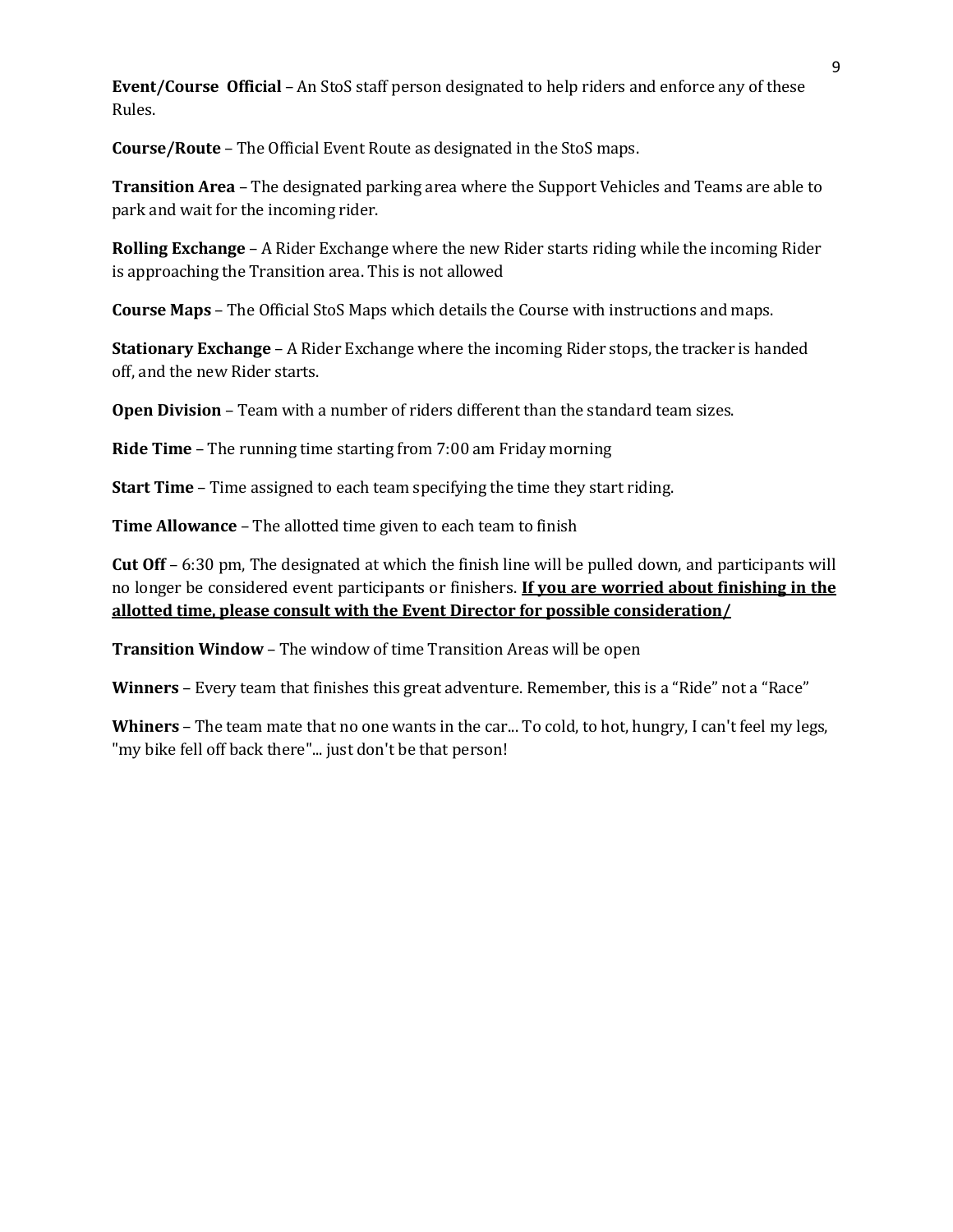**Event/Course Official** – An StoS staff person designated to help riders and enforce any of these Rules.

**Course/Route** – The Official Event Route as designated in the StoS maps.

**Transition Area** – The designated parking area where the Support Vehicles and Teams are able to park and wait for the incoming rider.

**Rolling Exchange** – A Rider Exchange where the new Rider starts riding while the incoming Rider is approaching the Transition area. This is not allowed

**Course Maps** – The Official StoS Maps which details the Course with instructions and maps.

**Stationary Exchange** – A Rider Exchange where the incoming Rider stops, the tracker is handed off, and the new Rider starts.

**Open Division** – Team with a number of riders different than the standard team sizes.

**Ride Time** – The running time starting from 7:00 am Friday morning

**Start Time** – Time assigned to each team specifying the time they start riding.

**Time Allowance** – The allotted time given to each team to finish

**Cut Off** – 6:30 pm, The designated at which the finish line will be pulled down, and participants will no longer be considered event participants or finishers. **<u>If you are worried about finishing in the allotted time, please consult with the Event Director for possible consideration/</u>**

**Transition Window** – The window of time Transition Areas will be open

**Winners** – Every team that finishes this great adventure. Remember, this is a "Ride" not a "Race"

**Whiners** – The team mate that no one wants in the car… To cold, to hot, hungry, I can't feel my legs, "my bike fell off back there"... just don't be that person!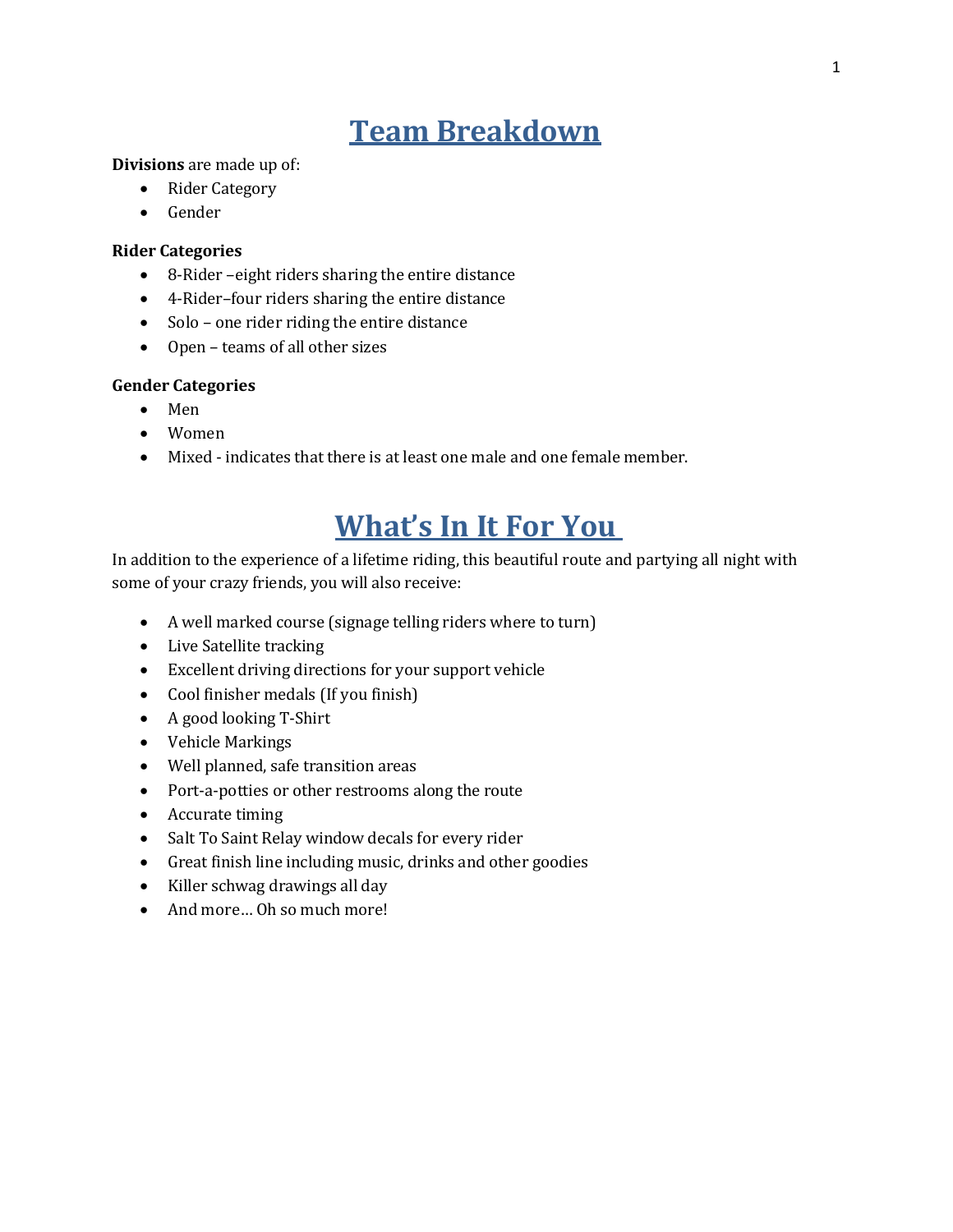# Team Breakdown

**Divisions** are made up of:

- Rider Category
- Gender

**Rider Categories**

- 8-Rider –eight riders sharing the entire distance
- 4-Rider–four riders sharing the entire distance
- Solo – one rider riding the entire distance
- Open – teams of all other sizes

**Gender Categories**

- Men
- Women
- Mixed - indicates that there is at least one male and one female member.

# What's In It For You

In addition to the experience of a lifetime riding, this beautiful route and partying all night with some of your crazy friends, you will also receive:

- A well marked course (signage telling riders where to turn)
- Live Satellite tracking
- Excellent driving directions for your support vehicle
- Cool finisher medals (If you finish)
- A good looking T-Shirt
- Vehicle Markings
- Well planned, safe transition areas
- Port-a-potties or other restrooms along the route
- Accurate timing
- Salt To Saint Relay window decals for every rider
- Great finish line including music, drinks and other goodies
- Killer schwag drawings all day
- And more… Oh so much more!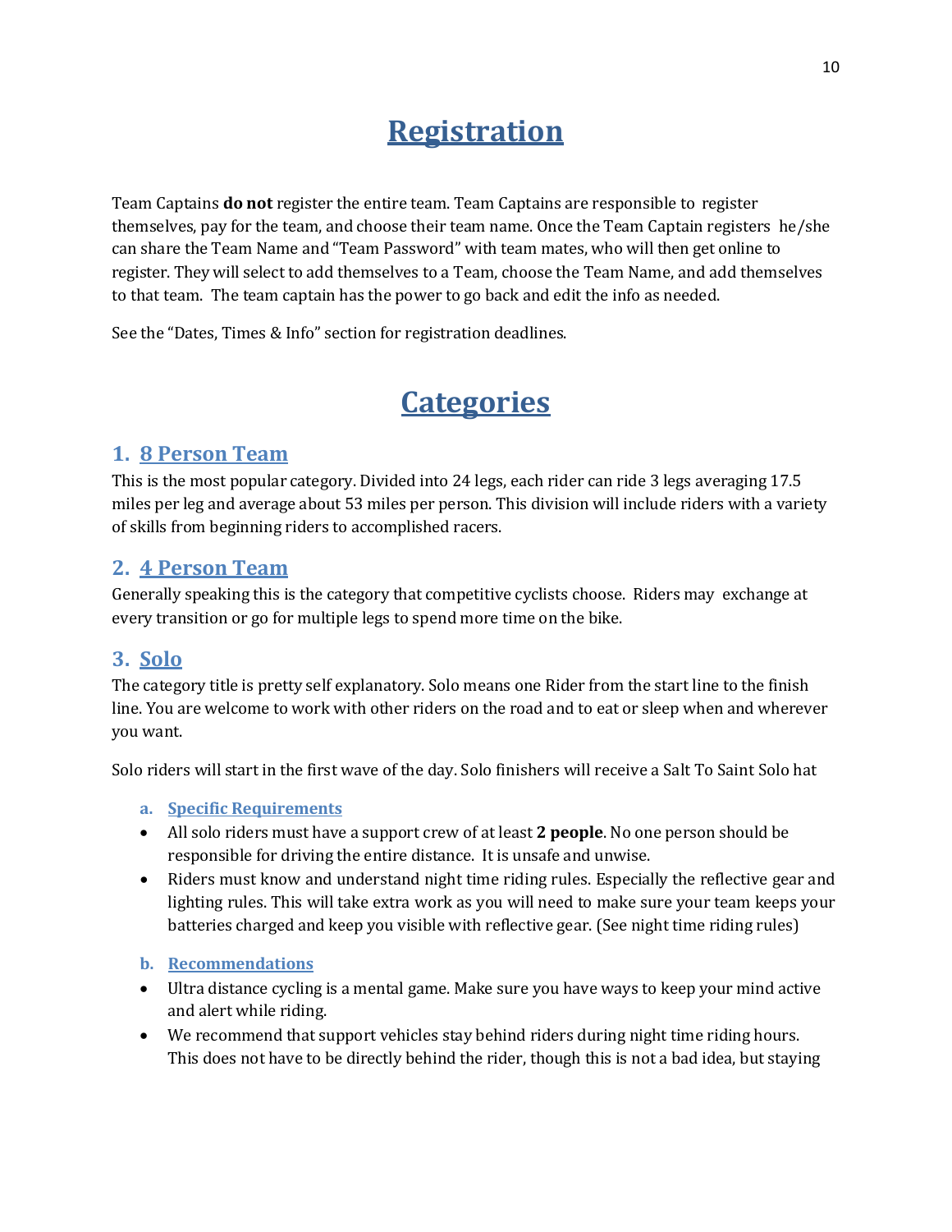# Registration

Team Captains **do not** register the entire team. Team Captains are responsible to register themselves, pay for the team, and choose their team name. Once the Team Captain registers he/she can share the Team Name and "Team Password" with team mates, who will then get online to register. They will select to add themselves to a Team, choose the Team Name, and add themselves to that team. The team captain has the power to go back and edit the info as needed.

See the "Dates, Times & Info" section for registration deadlines.

# Categories

## 1. 8 Person Team

This is the most popular category. Divided into 24 legs, each rider can ride 3 legs averaging 17.5 miles per leg and average about 53 miles per person. This division will include riders with a variety of skills from beginning riders to accomplished racers.

## 2. 4 Person Team

Generally speaking this is the category that competitive cyclists choose. Riders may exchange at every transition or go for multiple legs to spend more time on the bike.

## 3. Solo

The category title is pretty self explanatory. Solo means one Rider from the start line to the finish line. You are welcome to work with other riders on the road and to eat or sleep when and wherever you want.

Solo riders will start in the first wave of the day. Solo finishers will receive a Salt To Saint Solo hat

### a. Specific Requirements

- All solo riders must have a support crew of at least **2 people**. No one person should be responsible for driving the entire distance. It is unsafe and unwise.
- Riders must know and understand night time riding rules. Especially the reflective gear and lighting rules. This will take extra work as you will need to make sure your team keeps your batteries charged and keep you visible with reflective gear. (See night time riding rules)

### b. Recommendations

- Ultra distance cycling is a mental game. Make sure you have ways to keep your mind active and alert while riding.
- We recommend that support vehicles stay behind riders during night time riding hours. This does not have to be directly behind the rider, though this is not a bad idea, but staying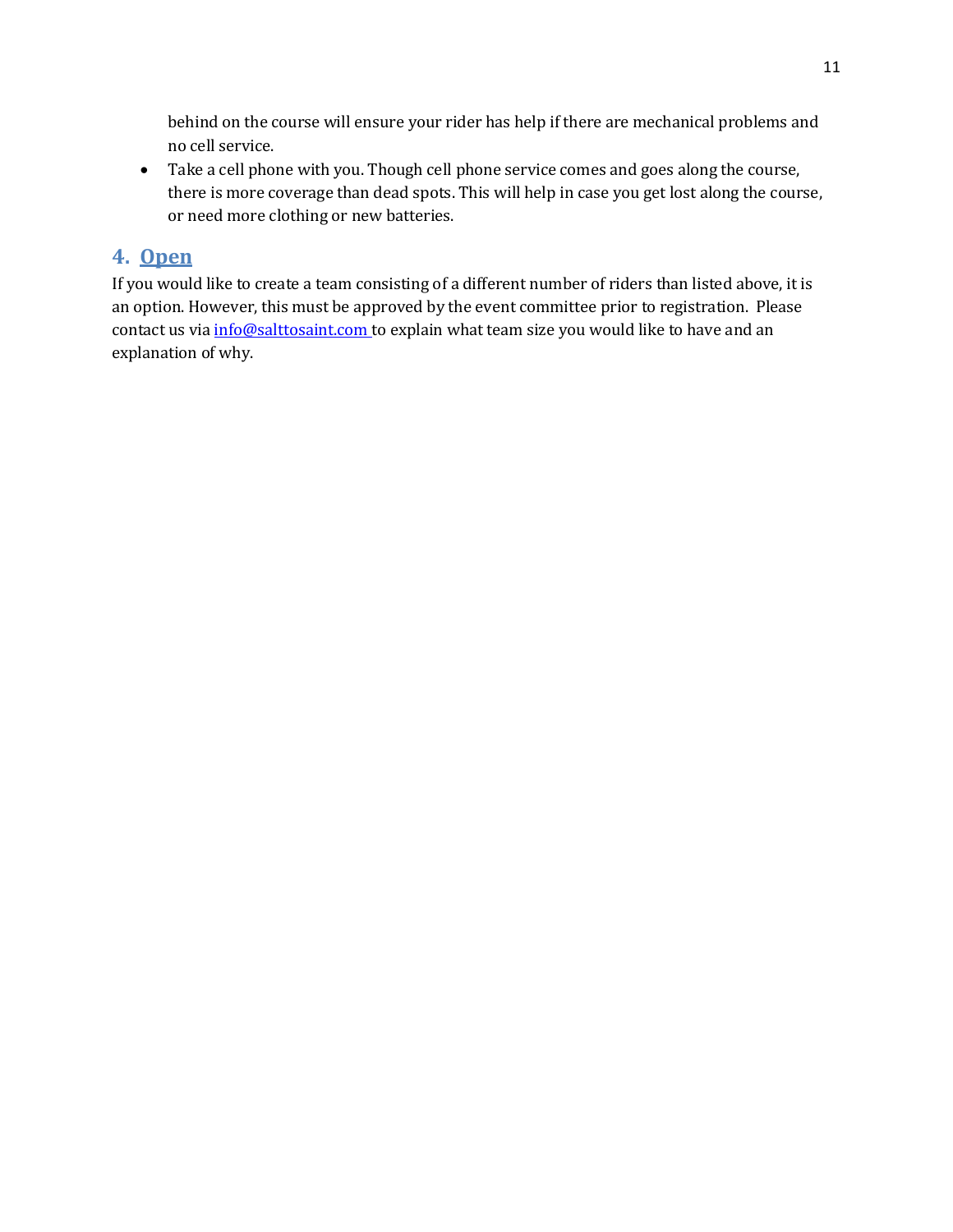behind on the course will ensure your rider has help if there are mechanical problems and no cell service.

- Take a cell phone with you. Though cell phone service comes and goes along the course, there is more coverage than dead spots. This will help in case you get lost along the course, or need more clothing or new batteries.

## 4. Open

If you would like to create a team consisting of a different number of riders than listed above, it is an option. However, this must be approved by the event committee prior to registration. Please contact us via info@salttosaint.com to explain what team size you would like to have and an explanation of why.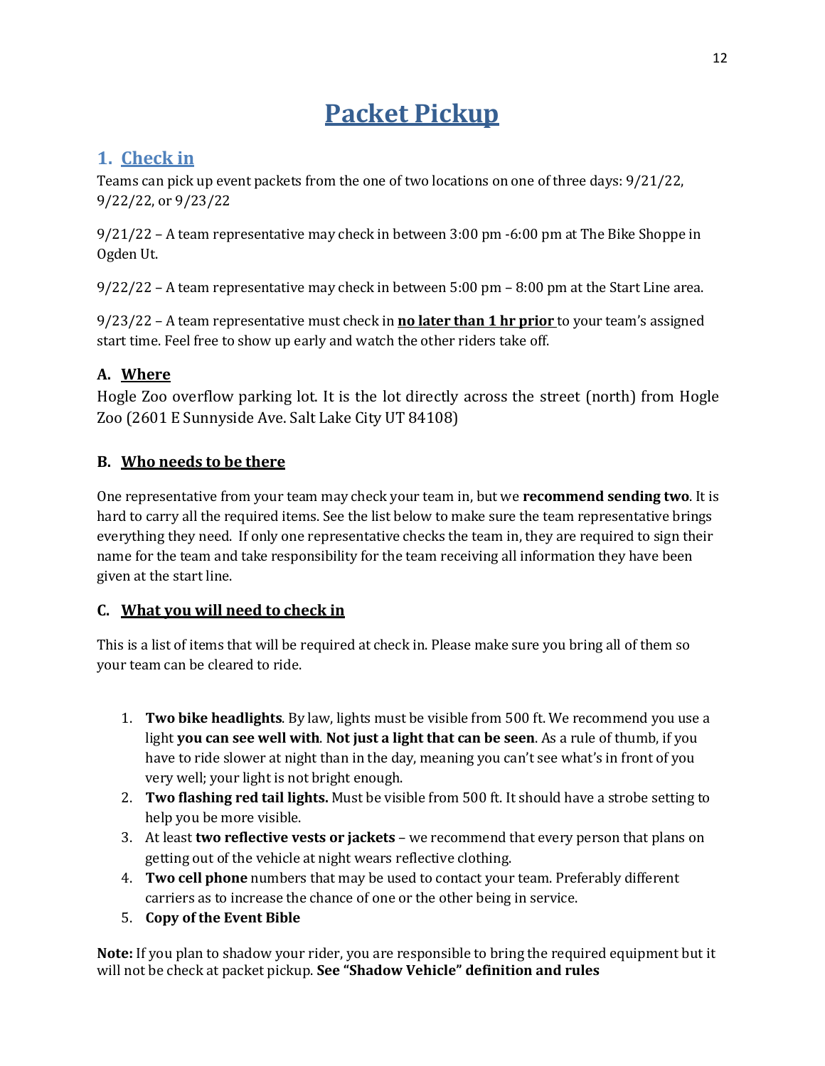# Packet Pickup

## 1. Check in

Teams can pick up event packets from the one of two locations on one of three days: 9/21/22, 9/22/22, or 9/23/22

9/21/22 – A team representative may check in between 3:00 pm -6:00 pm at The Bike Shoppe in Ogden Ut.

9/22/22 – A team representative may check in between 5:00 pm – 8:00 pm at the Start Line area.

9/23/22 – A team representative must check in **no later than 1 hr prior** to your team's assigned start time. Feel free to show up early and watch the other riders take off.

### A. Where

Hogle Zoo overflow parking lot. It is the lot directly across the street (north) from Hogle Zoo (2601 E Sunnyside Ave. Salt Lake City UT 84108)

### B. Who needs to be there

One representative from your team may check your team in, but we **recommend sending two**. It is hard to carry all the required items. See the list below to make sure the team representative brings everything they need. If only one representative checks the team in, they are required to sign their name for the team and take responsibility for the team receiving all information they have been given at the start line.

### C. What you will need to check in

This is a list of items that will be required at check in. Please make sure you bring all of them so your team can be cleared to ride.

1. **Two bike headlights**. By law, lights must be visible from 500 ft. We recommend you use a light **you can see well with**. **Not just a light that can be seen**. As a rule of thumb, if you have to ride slower at night than in the day, meaning you can't see what's in front of you very well; your light is not bright enough.
2. **Two flashing red tail lights.** Must be visible from 500 ft. It should have a strobe setting to help you be more visible.
3. At least **two reflective vests or jackets** – we recommend that every person that plans on getting out of the vehicle at night wears reflective clothing.
4. **Two cell phone** numbers that may be used to contact your team. Preferably different carriers as to increase the chance of one or the other being in service.
5. **Copy of the Event Bible**

**Note:** If you plan to shadow your rider, you are responsible to bring the required equipment but it will not be check at packet pickup. **See "Shadow Vehicle" definition and rules**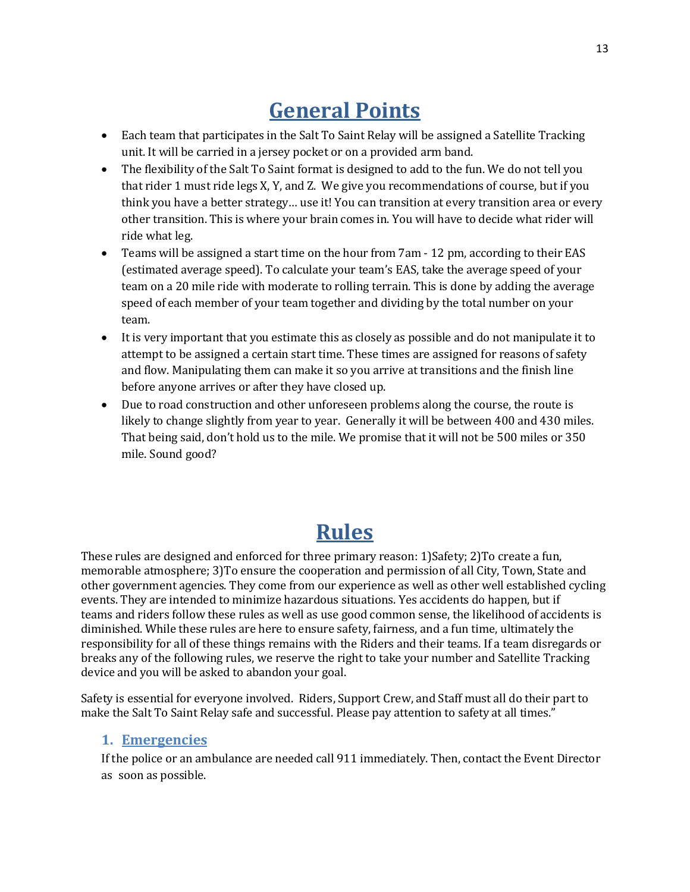# General Points

- Each team that participates in the Salt To Saint Relay will be assigned a Satellite Tracking unit. It will be carried in a jersey pocket or on a provided arm band.
- The flexibility of the Salt To Saint format is designed to add to the fun. We do not tell you that rider 1 must ride legs X, Y, and Z. We give you recommendations of course, but if you think you have a better strategy… use it! You can transition at every transition area or every other transition. This is where your brain comes in. You will have to decide what rider will ride what leg.
- Teams will be assigned a start time on the hour from 7am - 12 pm, according to their EAS (estimated average speed). To calculate your team's EAS, take the average speed of your team on a 20 mile ride with moderate to rolling terrain. This is done by adding the average speed of each member of your team together and dividing by the total number on your team.
- It is very important that you estimate this as closely as possible and do not manipulate it to attempt to be assigned a certain start time. These times are assigned for reasons of safety and flow. Manipulating them can make it so you arrive at transitions and the finish line before anyone arrives or after they have closed up.
- Due to road construction and other unforeseen problems along the course, the route is likely to change slightly from year to year. Generally it will be between 400 and 430 miles. That being said, don't hold us to the mile. We promise that it will not be 500 miles or 350 mile. Sound good?

# Rules

These rules are designed and enforced for three primary reason: 1)Safety; 2)To create a fun, memorable atmosphere; 3)To ensure the cooperation and permission of all City, Town, State and other government agencies. They come from our experience as well as other well established cycling events. They are intended to minimize hazardous situations. Yes accidents do happen, but if teams and riders follow these rules as well as use good common sense, the likelihood of accidents is diminished. While these rules are here to ensure safety, fairness, and a fun time, ultimately the responsibility for all of these things remains with the Riders and their teams. If a team disregards or breaks any of the following rules, we reserve the right to take your number and Satellite Tracking device and you will be asked to abandon your goal.

Safety is essential for everyone involved. Riders, Support Crew, and Staff must all do their part to make the Salt To Saint Relay safe and successful. Please pay attention to safety at all times."

## 1. Emergencies

If the police or an ambulance are needed call 911 immediately. Then, contact the Event Director as soon as possible.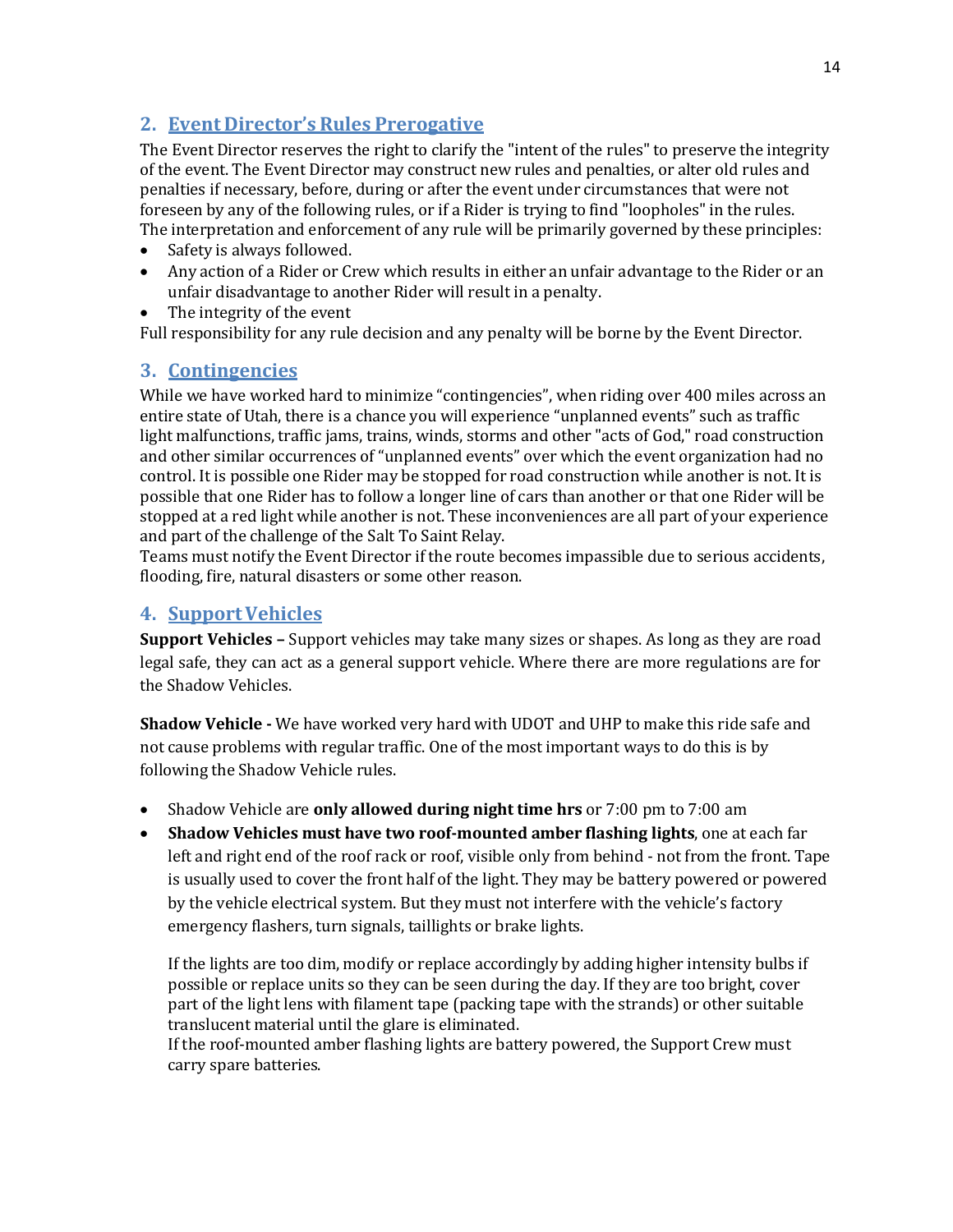## 2. Event Director's Rules Prerogative

The Event Director reserves the right to clarify the "intent of the rules" to preserve the integrity of the event. The Event Director may construct new rules and penalties, or alter old rules and penalties if necessary, before, during or after the event under circumstances that were not foreseen by any of the following rules, or if a Rider is trying to find "loopholes" in the rules. The interpretation and enforcement of any rule will be primarily governed by these principles:

- Safety is always followed.
- Any action of a Rider or Crew which results in either an unfair advantage to the Rider or an unfair disadvantage to another Rider will result in a penalty.
- The integrity of the event

Full responsibility for any rule decision and any penalty will be borne by the Event Director.

## 3. Contingencies

While we have worked hard to minimize "contingencies", when riding over 400 miles across an entire state of Utah, there is a chance you will experience "unplanned events" such as traffic light malfunctions, traffic jams, trains, winds, storms and other "acts of God," road construction and other similar occurrences of "unplanned events" over which the event organization had no control. It is possible one Rider may be stopped for road construction while another is not. It is possible that one Rider has to follow a longer line of cars than another or that one Rider will be stopped at a red light while another is not. These inconveniences are all part of your experience and part of the challenge of the Salt To Saint Relay.

Teams must notify the Event Director if the route becomes impassible due to serious accidents, flooding, fire, natural disasters or some other reason.

## 4. Support Vehicles

**Support Vehicles –** Support vehicles may take many sizes or shapes. As long as they are road legal safe, they can act as a general support vehicle. Where there are more regulations are for the Shadow Vehicles.

**Shadow Vehicle -** We have worked very hard with UDOT and UHP to make this ride safe and not cause problems with regular traffic. One of the most important ways to do this is by following the Shadow Vehicle rules.

- Shadow Vehicle are **only allowed during night time hrs** or 7:00 pm to 7:00 am
- **Shadow Vehicles must have two roof-mounted amber flashing lights**, one at each far left and right end of the roof rack or roof, visible only from behind - not from the front. Tape is usually used to cover the front half of the light. They may be battery powered or powered by the vehicle electrical system. But they must not interfere with the vehicle's factory emergency flashers, turn signals, taillights or brake lights.

  If the lights are too dim, modify or replace accordingly by adding higher intensity bulbs if possible or replace units so they can be seen during the day. If they are too bright, cover part of the light lens with filament tape (packing tape with the strands) or other suitable translucent material until the glare is eliminated.

  If the roof-mounted amber flashing lights are battery powered, the Support Crew must carry spare batteries.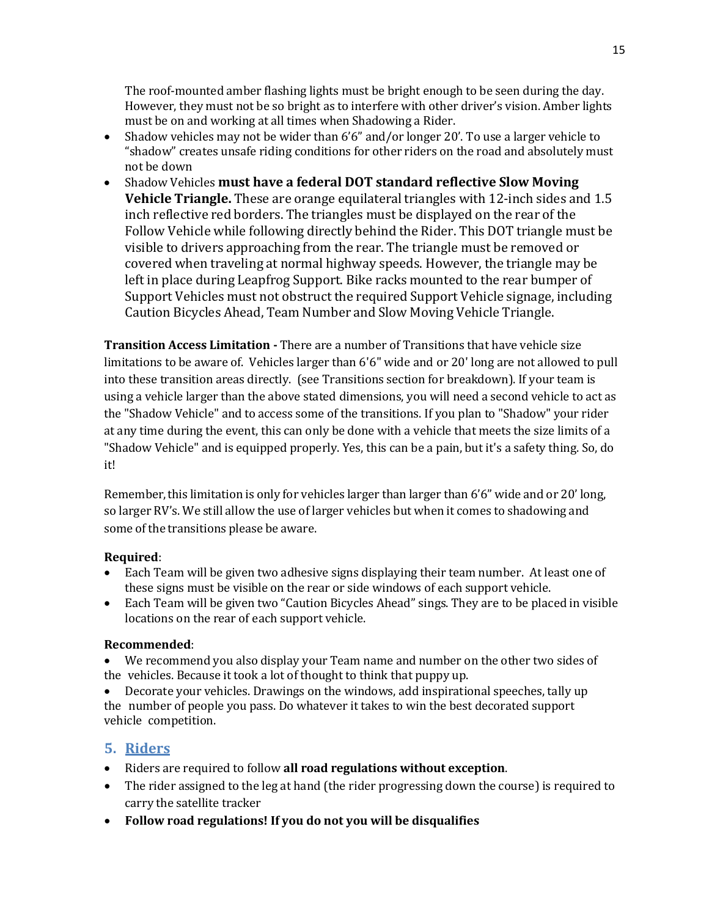The roof-mounted amber flashing lights must be bright enough to be seen during the day. However, they must not be so bright as to interfere with other driver's vision. Amber lights must be on and working at all times when Shadowing a Rider.

- Shadow vehicles may not be wider than 6'6" and/or longer 20'. To use a larger vehicle to "shadow" creates unsafe riding conditions for other riders on the road and absolutely must not be down
- Shadow Vehicles **must have a federal DOT standard reflective Slow Moving Vehicle Triangle.** These are orange equilateral triangles with 12-inch sides and 1.5 inch reflective red borders. The triangles must be displayed on the rear of the Follow Vehicle while following directly behind the Rider. This DOT triangle must be visible to drivers approaching from the rear. The triangle must be removed or covered when traveling at normal highway speeds. However, the triangle may be left in place during Leapfrog Support. Bike racks mounted to the rear bumper of Support Vehicles must not obstruct the required Support Vehicle signage, including Caution Bicycles Ahead, Team Number and Slow Moving Vehicle Triangle.

**Transition Access Limitation -** There are a number of Transitions that have vehicle size limitations to be aware of. Vehicles larger than 6'6" wide and or 20' long are not allowed to pull into these transition areas directly. (see Transitions section for breakdown). If your team is using a vehicle larger than the above stated dimensions, you will need a second vehicle to act as the "Shadow Vehicle" and to access some of the transitions. If you plan to "Shadow" your rider at any time during the event, this can only be done with a vehicle that meets the size limits of a "Shadow Vehicle" and is equipped properly. Yes, this can be a pain, but it's a safety thing. So, do it!

Remember, this limitation is only for vehicles larger than larger than 6'6" wide and or 20' long, so larger RV's. We still allow the use of larger vehicles but when it comes to shadowing and some of the transitions please be aware.

**Required**:

- Each Team will be given two adhesive signs displaying their team number. At least one of these signs must be visible on the rear or side windows of each support vehicle.
- Each Team will be given two "Caution Bicycles Ahead" sings. They are to be placed in visible locations on the rear of each support vehicle.

**Recommended**:

- We recommend you also display your Team name and number on the other two sides of the vehicles. Because it took a lot of thought to think that puppy up.
- Decorate your vehicles. Drawings on the windows, add inspirational speeches, tally up the number of people you pass. Do whatever it takes to win the best decorated support vehicle competition.

## 5. Riders

- Riders are required to follow **all road regulations without exception**.
- The rider assigned to the leg at hand (the rider progressing down the course) is required to carry the satellite tracker
- **Follow road regulations! If you do not you will be disqualifies**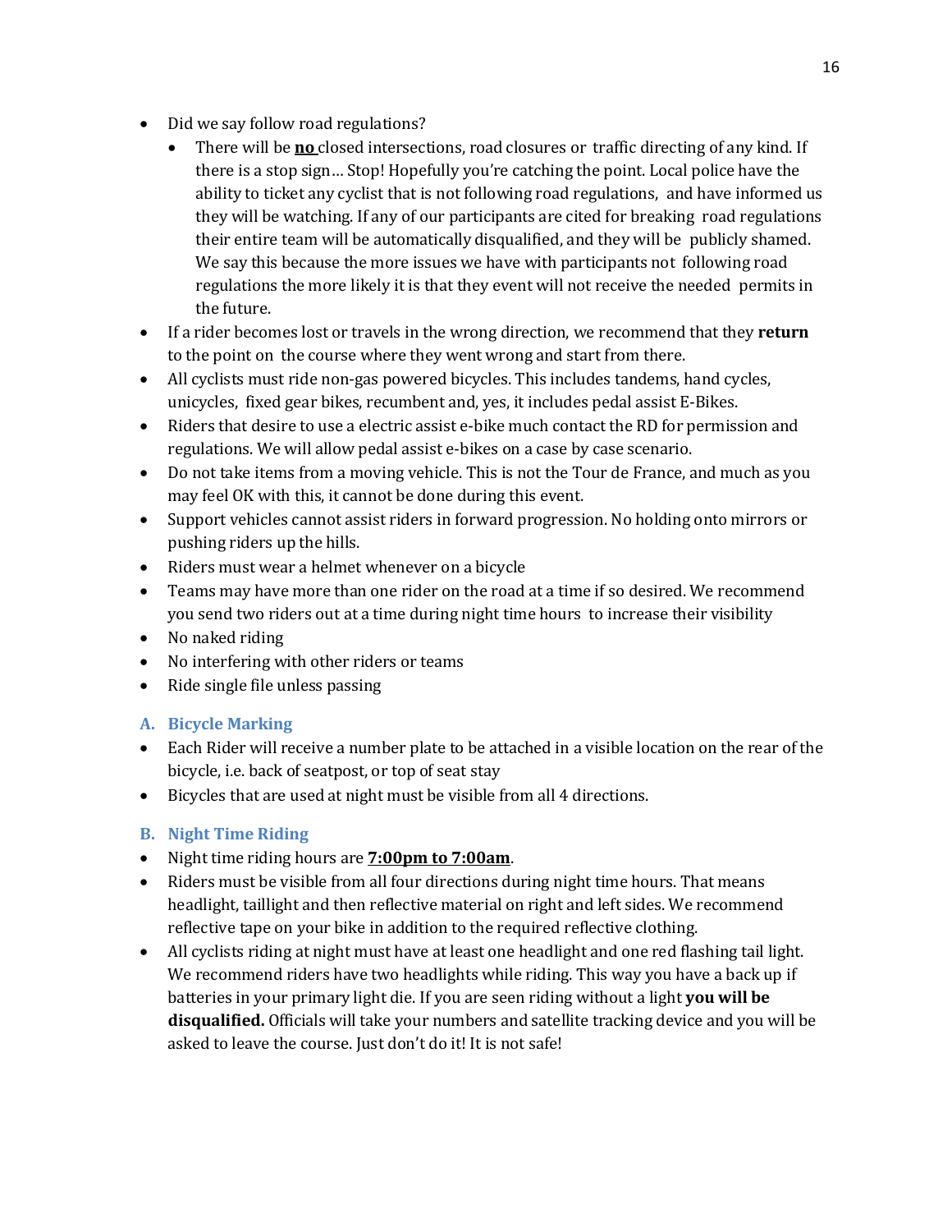- Did we say follow road regulations?
  - There will be **<u>no</u>** closed intersections, road closures or traffic directing of any kind. If there is a stop sign… Stop! Hopefully you're catching the point. Local police have the ability to ticket any cyclist that is not following road regulations, and have informed us they will be watching. If any of our participants are cited for breaking road regulations their entire team will be automatically disqualified, and they will be publicly shamed. We say this because the more issues we have with participants not following road regulations the more likely it is that they event will not receive the needed permits in the future.
- If a rider becomes lost or travels in the wrong direction, we recommend that they **return** to the point on the course where they went wrong and start from there.
- All cyclists must ride non-gas powered bicycles. This includes tandems, hand cycles, unicycles, fixed gear bikes, recumbent and, yes, it includes pedal assist E-Bikes.
- Riders that desire to use a electric assist e-bike much contact the RD for permission and regulations. We will allow pedal assist e-bikes on a case by case scenario.
- Do not take items from a moving vehicle. This is not the Tour de France, and much as you may feel OK with this, it cannot be done during this event.
- Support vehicles cannot assist riders in forward progression. No holding onto mirrors or pushing riders up the hills.
- Riders must wear a helmet whenever on a bicycle
- Teams may have more than one rider on the road at a time if so desired. We recommend you send two riders out at a time during night time hours to increase their visibility
- No naked riding
- No interfering with other riders or teams
- Ride single file unless passing

### A. Bicycle Marking

- Each Rider will receive a number plate to be attached in a visible location on the rear of the bicycle, i.e. back of seatpost, or top of seat stay
- Bicycles that are used at night must be visible from all 4 directions.

### B. Night Time Riding

- Night time riding hours are **<u>7:00pm to 7:00am</u>**.
- Riders must be visible from all four directions during night time hours. That means headlight, taillight and then reflective material on right and left sides. We recommend reflective tape on your bike in addition to the required reflective clothing.
- All cyclists riding at night must have at least one headlight and one red flashing tail light. We recommend riders have two headlights while riding. This way you have a back up if batteries in your primary light die. If you are seen riding without a light **you will be disqualified.** Officials will take your numbers and satellite tracking device and you will be asked to leave the course. Just don't do it! It is not safe!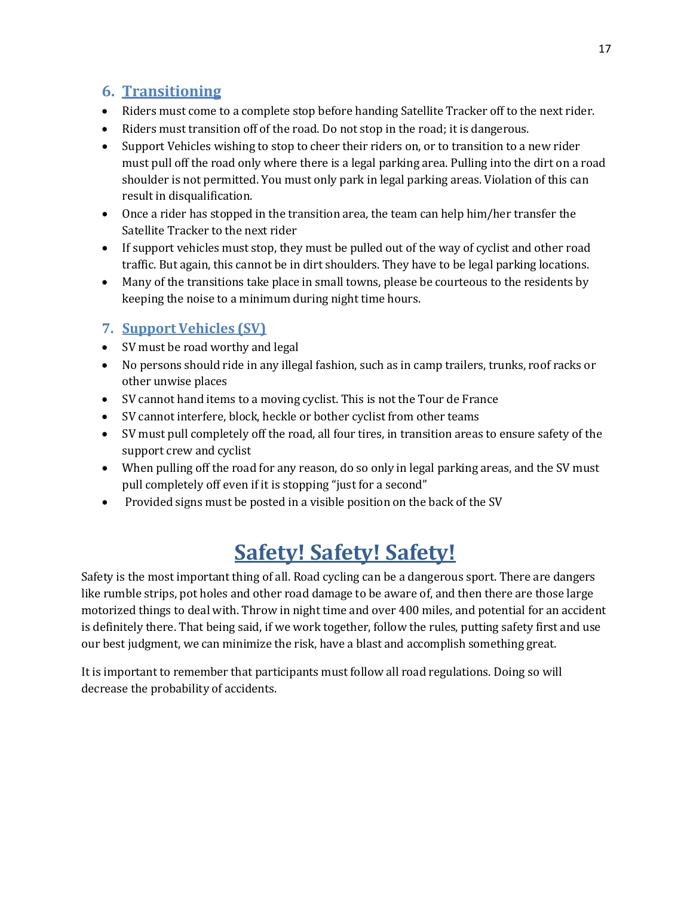## 6. Transitioning

- Riders must come to a complete stop before handing Satellite Tracker off to the next rider.
- Riders must transition off of the road. Do not stop in the road; it is dangerous.
- Support Vehicles wishing to stop to cheer their riders on, or to transition to a new rider must pull off the road only where there is a legal parking area. Pulling into the dirt on a road shoulder is not permitted. You must only park in legal parking areas. Violation of this can result in disqualification.
- Once a rider has stopped in the transition area, the team can help him/her transfer the Satellite Tracker to the next rider
- If support vehicles must stop, they must be pulled out of the way of cyclist and other road traffic. But again, this cannot be in dirt shoulders. They have to be legal parking locations.
- Many of the transitions take place in small towns, please be courteous to the residents by keeping the noise to a minimum during night time hours.

## 7. Support Vehicles (SV)

- SV must be road worthy and legal
- No persons should ride in any illegal fashion, such as in camp trailers, trunks, roof racks or other unwise places
- SV cannot hand items to a moving cyclist. This is not the Tour de France
- SV cannot interfere, block, heckle or bother cyclist from other teams
- SV must pull completely off the road, all four tires, in transition areas to ensure safety of the support crew and cyclist
- When pulling off the road for any reason, do so only in legal parking areas, and the SV must pull completely off even if it is stopping "just for a second"
- Provided signs must be posted in a visible position on the back of the SV

# Safety! Safety! Safety!

Safety is the most important thing of all. Road cycling can be a dangerous sport. There are dangers like rumble strips, pot holes and other road damage to be aware of, and then there are those large motorized things to deal with. Throw in night time and over 400 miles, and potential for an accident is definitely there. That being said, if we work together, follow the rules, putting safety first and use our best judgment, we can minimize the risk, have a blast and accomplish something great.

It is important to remember that participants must follow all road regulations. Doing so will decrease the probability of accidents.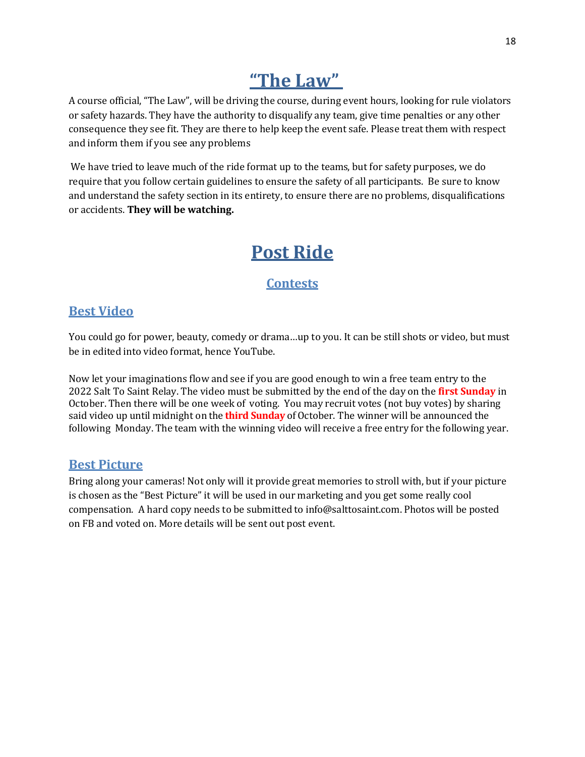# "The Law"

A course official, "The Law", will be driving the course, during event hours, looking for rule violators or safety hazards. They have the authority to disqualify any team, give time penalties or any other consequence they see fit. They are there to help keep the event safe. Please treat them with respect and inform them if you see any problems

We have tried to leave much of the ride format up to the teams, but for safety purposes, we do require that you follow certain guidelines to ensure the safety of all participants. Be sure to know and understand the safety section in its entirety, to ensure there are no problems, disqualifications or accidents. **They will be watching.**

# Post Ride

## Contests

### Best Video

You could go for power, beauty, comedy or drama…up to you. It can be still shots or video, but must be in edited into video format, hence YouTube.

Now let your imaginations flow and see if you are good enough to win a free team entry to the 2022 Salt To Saint Relay. The video must be submitted by the end of the day on the **first Sunday** in October. Then there will be one week of voting. You may recruit votes (not buy votes) by sharing said video up until midnight on the **third Sunday** of October. The winner will be announced the following Monday. The team with the winning video will receive a free entry for the following year.

### Best Picture

Bring along your cameras! Not only will it provide great memories to stroll with, but if your picture is chosen as the "Best Picture" it will be used in our marketing and you get some really cool compensation. A hard copy needs to be submitted to info@salttosaint.com. Photos will be posted on FB and voted on. More details will be sent out post event.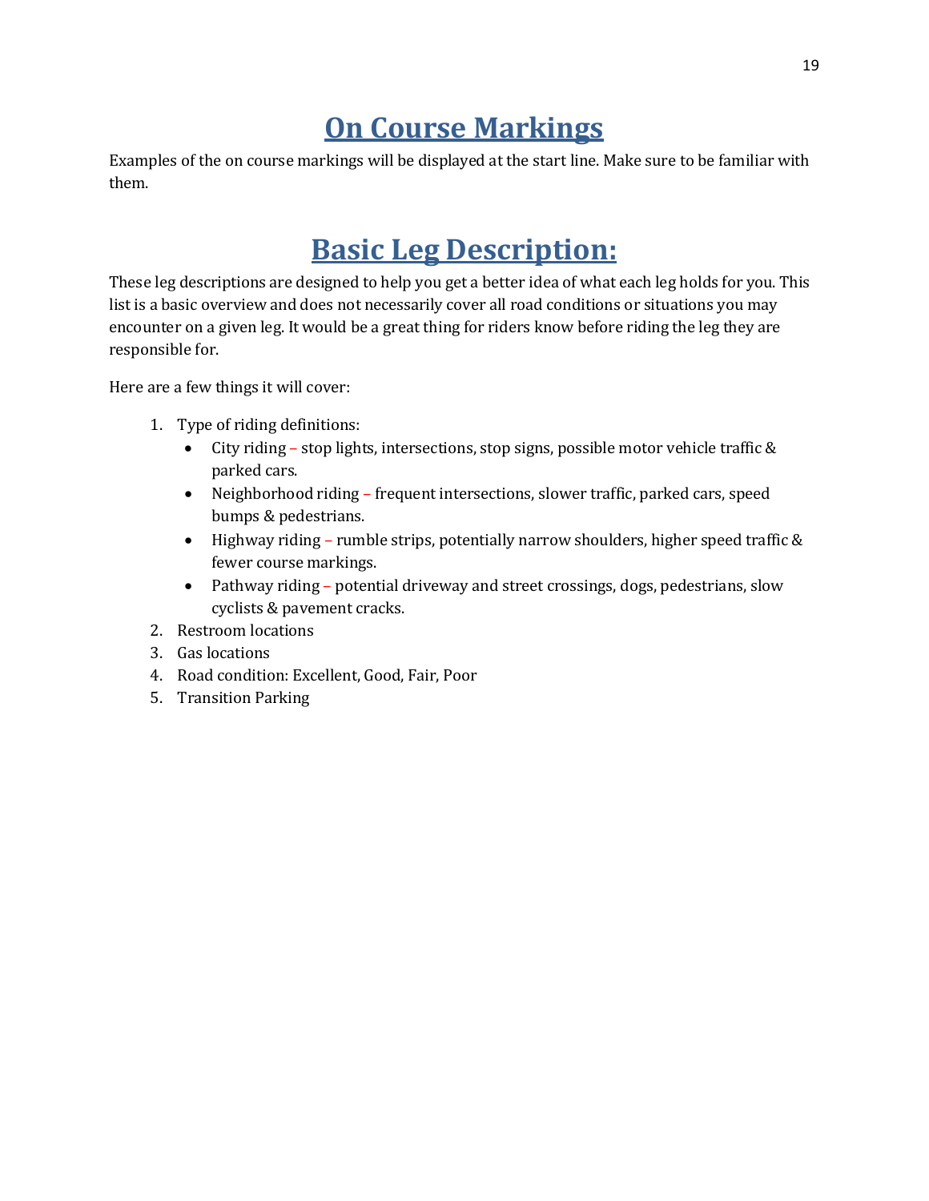# On Course Markings

Examples of the on course markings will be displayed at the start line. Make sure to be familiar with them.

# Basic Leg Description:

These leg descriptions are designed to help you get a better idea of what each leg holds for you. This list is a basic overview and does not necessarily cover all road conditions or situations you may encounter on a given leg. It would be a great thing for riders know before riding the leg they are responsible for.

Here are a few things it will cover:

1. Type of riding definitions:
   - City riding – stop lights, intersections, stop signs, possible motor vehicle traffic & parked cars.
   - Neighborhood riding – frequent intersections, slower traffic, parked cars, speed bumps & pedestrians.
   - Highway riding – rumble strips, potentially narrow shoulders, higher speed traffic & fewer course markings.
   - Pathway riding – potential driveway and street crossings, dogs, pedestrians, slow cyclists & pavement cracks.
2. Restroom locations
3. Gas locations
4. Road condition: Excellent, Good, Fair, Poor
5. Transition Parking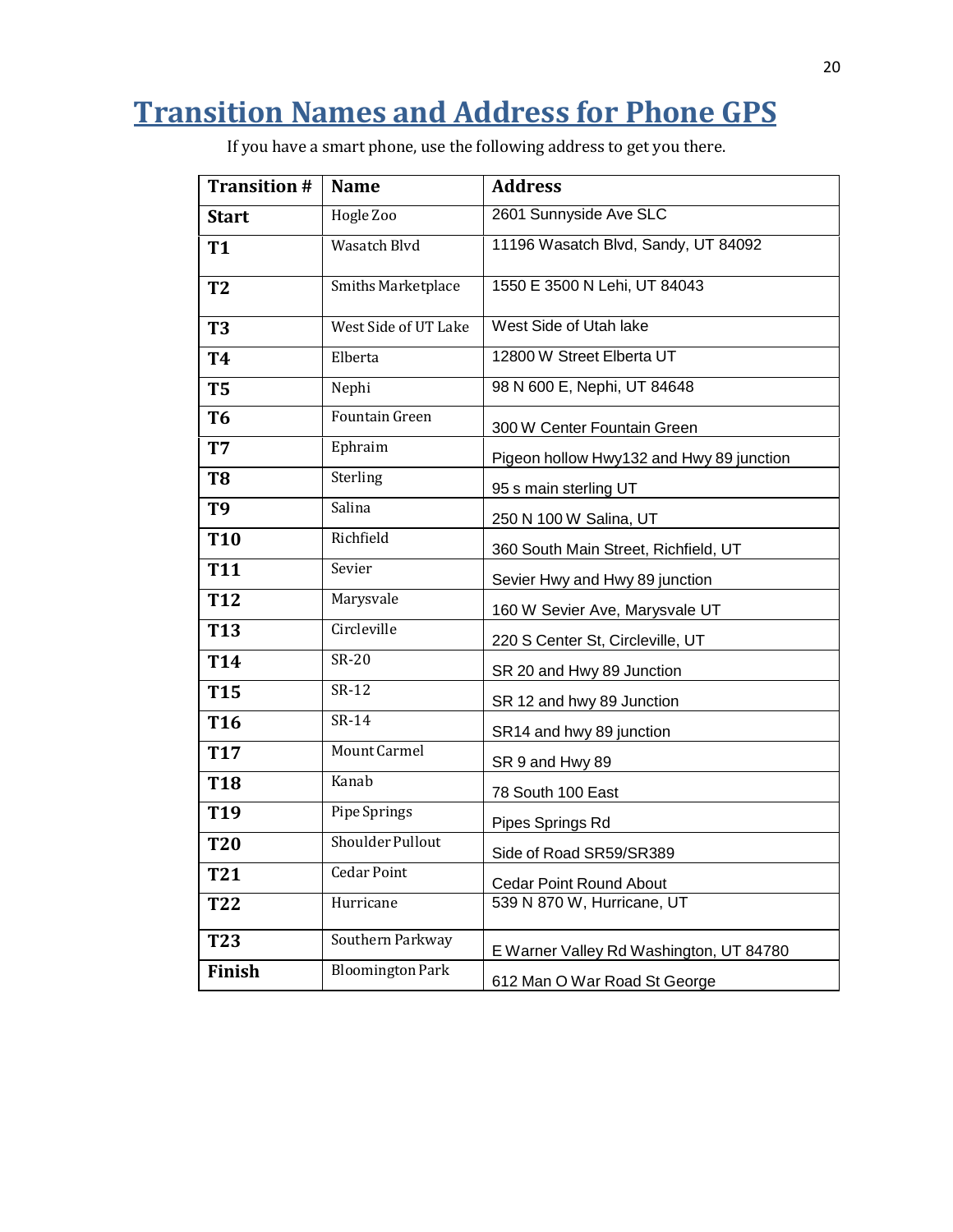# Transition Names and Address for Phone GPS

If you have a smart phone, use the following address to get you there.

| Transition # | Name | Address |
|---|---|---|
| **Start** | Hogle Zoo | 2601 Sunnyside Ave SLC |
| **T1** | Wasatch Blvd | 11196 Wasatch Blvd, Sandy, UT 84092 |
| **T2** | Smiths Marketplace | 1550 E 3500 N Lehi, UT 84043 |
| **T3** | West Side of UT Lake | West Side of Utah lake |
| **T4** | Elberta | 12800 W Street Elberta UT |
| **T5** | Nephi | 98 N 600 E, Nephi, UT 84648 |
| **T6** | Fountain Green | 300 W Center Fountain Green |
| **T7** | Ephraim | Pigeon hollow Hwy132 and Hwy 89 junction |
| **T8** | Sterling | 95 s main sterling UT |
| **T9** | Salina | 250 N 100 W Salina, UT |
| **T10** | Richfield | 360 South Main Street, Richfield, UT |
| **T11** | Sevier | Sevier Hwy and Hwy 89 junction |
| **T12** | Marysvale | 160 W Sevier Ave, Marysvale UT |
| **T13** | Circleville | 220 S Center St, Circleville, UT |
| **T14** | SR-20 | SR 20 and Hwy 89 Junction |
| **T15** | SR-12 | SR 12 and hwy 89 Junction |
| **T16** | SR-14 | SR14 and hwy 89 junction |
| **T17** | Mount Carmel | SR 9 and Hwy 89 |
| **T18** | Kanab | 78 South 100 East |
| **T19** | Pipe Springs | Pipes Springs Rd |
| **T20** | Shoulder Pullout | Side of Road SR59/SR389 |
| **T21** | Cedar Point | Cedar Point Round About |
| **T22** | Hurricane | 539 N 870 W, Hurricane, UT |
| **T23** | Southern Parkway | E Warner Valley Rd Washington, UT 84780 |
| **Finish** | Bloomington Park | 612 Man O War Road St George |